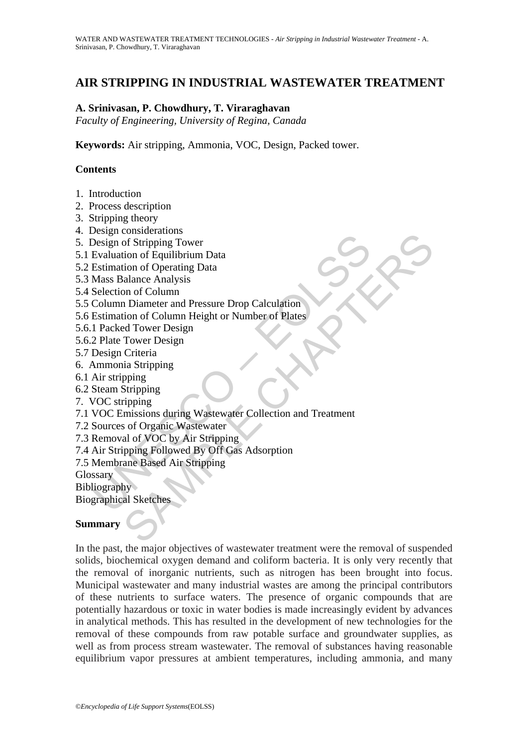# AIR STRIPPING IN INDUSTRIAL WASTEWATER TREATMENT

**A. Srinivasan, P. Chowdhury, T. Viraraghavan**

*Faculty of Engineering, University of Regina, Canada*

**Keywords:** Air stripping, Ammonia, VOC, Design, Packed tower.

## Contents

1. Introduction
2. Process description
3. Stripping theory
4. Design considerations
5. Design of Stripping Tower
5.1 Evaluation of Equilibrium Data
5.2 Estimation of Operating Data
5.3 Mass Balance Analysis
5.4 Selection of Column
5.5 Column Diameter and Pressure Drop Calculation
5.6 Estimation of Column Height or Number of Plates
5.6.1 Packed Tower Design
5.6.2 Plate Tower Design
5.7 Design Criteria
6. Ammonia Stripping
6.1 Air stripping
6.2 Steam Stripping
7. VOC stripping
7.1 VOC Emissions during Wastewater Collection and Treatment
7.2 Sources of Organic Wastewater
7.3 Removal of VOC by Air Stripping
7.4 Air Stripping Followed By Off Gas Adsorption
7.5 Membrane Based Air Stripping

Glossary

Bibliography

Biographical Sketches

## Summary

In the past, the major objectives of wastewater treatment were the removal of suspended solids, biochemical oxygen demand and coliform bacteria. It is only very recently that the removal of inorganic nutrients, such as nitrogen has been brought into focus. Municipal wastewater and many industrial wastes are among the principal contributors of these nutrients to surface waters. The presence of organic compounds that are potentially hazardous or toxic in water bodies is made increasingly evident by advances in analytical methods. This has resulted in the development of new technologies for the removal of these compounds from raw potable surface and groundwater supplies, as well as from process stream wastewater. The removal of substances having reasonable equilibrium vapor pressures at ambient temperatures, including ammonia, and many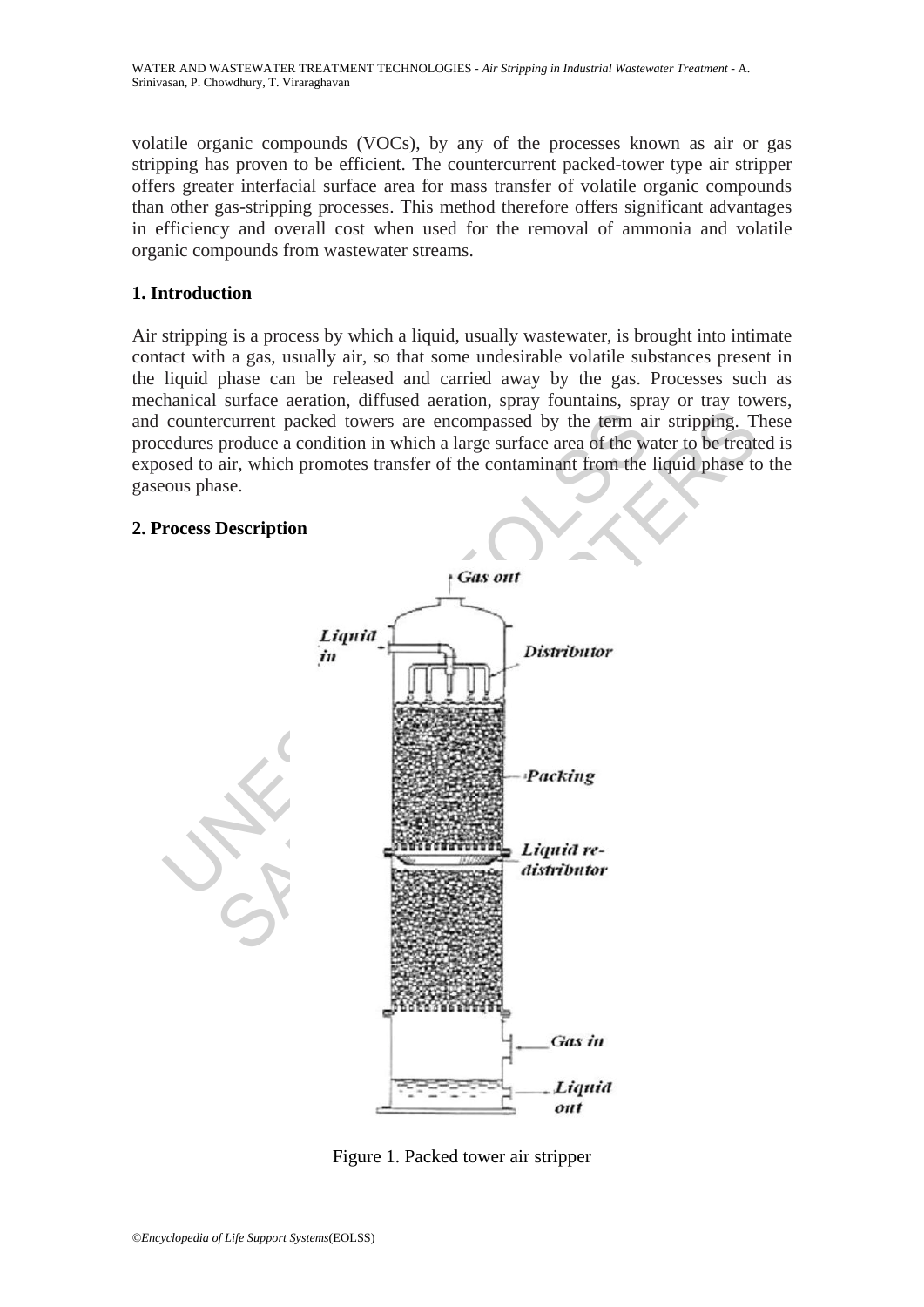volatile organic compounds (VOCs), by any of the processes known as air or gas stripping has proven to be efficient. The countercurrent packed-tower type air stripper offers greater interfacial surface area for mass transfer of volatile organic compounds than other gas-stripping processes. This method therefore offers significant advantages in efficiency and overall cost when used for the removal of ammonia and volatile organic compounds from wastewater streams.

## 1. Introduction

Air stripping is a process by which a liquid, usually wastewater, is brought into intimate contact with a gas, usually air, so that some undesirable volatile substances present in the liquid phase can be released and carried away by the gas. Processes such as mechanical surface aeration, diffused aeration, spray fountains, spray or tray towers, and countercurrent packed towers are encompassed by the term air stripping. These procedures produce a condition in which a large surface area of the water to be treated is exposed to air, which promotes transfer of the contaminant from the liquid phase to the gaseous phase.

## 2. Process Description

Figure 1. Packed tower air stripper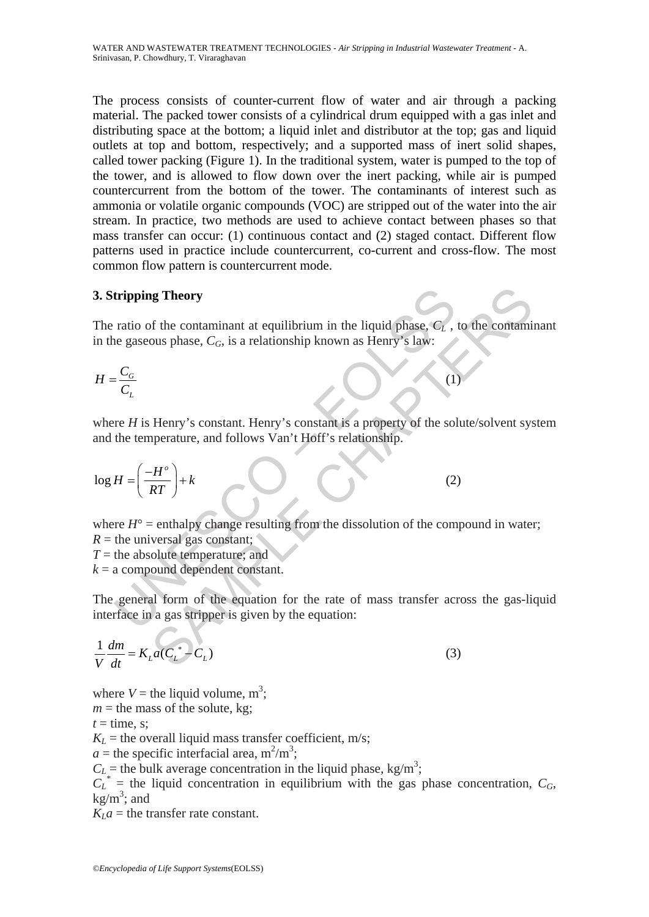The process consists of counter-current flow of water and air through a packing material. The packed tower consists of a cylindrical drum equipped with a gas inlet and distributing space at the bottom; a liquid inlet and distributor at the top; gas and liquid outlets at top and bottom, respectively; and a supported mass of inert solid shapes, called tower packing (Figure 1). In the traditional system, water is pumped to the top of the tower, and is allowed to flow down over the inert packing, while air is pumped countercurrent from the bottom of the tower. The contaminants of interest such as ammonia or volatile organic compounds (VOC) are stripped out of the water into the air stream. In practice, two methods are used to achieve contact between phases so that mass transfer can occur: (1) continuous contact and (2) staged contact. Different flow patterns used in practice include countercurrent, co-current and cross-flow. The most common flow pattern is countercurrent mode.

## 3. Stripping Theory

The ratio of the contaminant at equilibrium in the liquid phase, $C_L$ , to the contaminant in the gaseous phase, $C_G$, is a relationship known as Henry's law:

$$H = \frac{C_G}{C_L} \tag{1}$$

where $H$ is Henry's constant. Henry's constant is a property of the solute/solvent system and the temperature, and follows Van't Hoff's relationship.

$$\log H = \left( \frac{-H^o}{RT} \right) + k \tag{2}$$

where $H°$ = enthalpy change resulting from the dissolution of the compound in water;
$R$ = the universal gas constant;
$T$ = the absolute temperature; and
$k$ = a compound dependent constant.

The general form of the equation for the rate of mass transfer across the gas-liquid interface in a gas stripper is given by the equation:

$$\frac{1}{V}\frac{dm}{dt} = K_L a(C_L^* - C_L) \tag{3}$$

where $V$ = the liquid volume, $m^3$;
$m$ = the mass of the solute, kg;
$t$ = time, s;
$K_L$ = the overall liquid mass transfer coefficient, m/s;
$a$ = the specific interfacial area, $m^2/m^3$;
$C_L$ = the bulk average concentration in the liquid phase, $kg/m^3$;
$C_L^*$ = the liquid concentration in equilibrium with the gas phase concentration, $C_G$, $kg/m^3$; and
$K_L a$ = the transfer rate constant.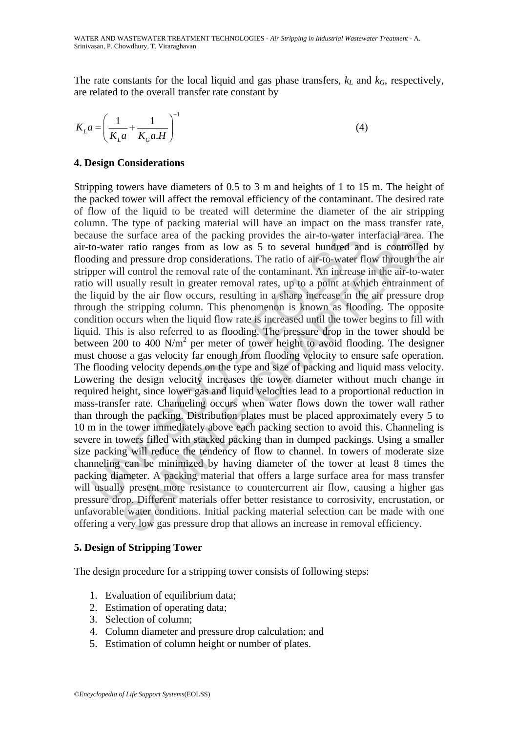The rate constants for the local liquid and gas phase transfers, $k_L$ and $k_G$, respectively, are related to the overall transfer rate constant by

$$K_L a = \left( \frac{1}{K_L a} + \frac{1}{K_G a.H} \right)^{-1} \tag{4}$$

## 4. Design Considerations

Stripping towers have diameters of 0.5 to 3 m and heights of 1 to 15 m. The height of the packed tower will affect the removal efficiency of the contaminant. The desired rate of flow of the liquid to be treated will determine the diameter of the air stripping column. The type of packing material will have an impact on the mass transfer rate, because the surface area of the packing provides the air-to-water interfacial area. The air-to-water ratio ranges from as low as 5 to several hundred and is controlled by flooding and pressure drop considerations. The ratio of air-to-water flow through the air stripper will control the removal rate of the contaminant. An increase in the air-to-water ratio will usually result in greater removal rates, up to a point at which entrainment of the liquid by the air flow occurs, resulting in a sharp increase in the air pressure drop through the stripping column. This phenomenon is known as flooding. The opposite condition occurs when the liquid flow rate is increased until the tower begins to fill with liquid. This is also referred to as flooding. The pressure drop in the tower should be between 200 to 400 $N/m^2$ per meter of tower height to avoid flooding. The designer must choose a gas velocity far enough from flooding velocity to ensure safe operation. The flooding velocity depends on the type and size of packing and liquid mass velocity. Lowering the design velocity increases the tower diameter without much change in required height, since lower gas and liquid velocities lead to a proportional reduction in mass-transfer rate. Channeling occurs when water flows down the tower wall rather than through the packing. Distribution plates must be placed approximately every 5 to 10 m in the tower immediately above each packing section to avoid this. Channeling is severe in towers filled with stacked packing than in dumped packings. Using a smaller size packing will reduce the tendency of flow to channel. In towers of moderate size channeling can be minimized by having diameter of the tower at least 8 times the packing diameter. A packing material that offers a large surface area for mass transfer will usually present more resistance to countercurrent air flow, causing a higher gas pressure drop. Different materials offer better resistance to corrosivity, encrustation, or unfavorable water conditions. Initial packing material selection can be made with one offering a very low gas pressure drop that allows an increase in removal efficiency.

## 5. Design of Stripping Tower

The design procedure for a stripping tower consists of following steps:

1. Evaluation of equilibrium data;
2. Estimation of operating data;
3. Selection of column;
4. Column diameter and pressure drop calculation; and
5. Estimation of column height or number of plates.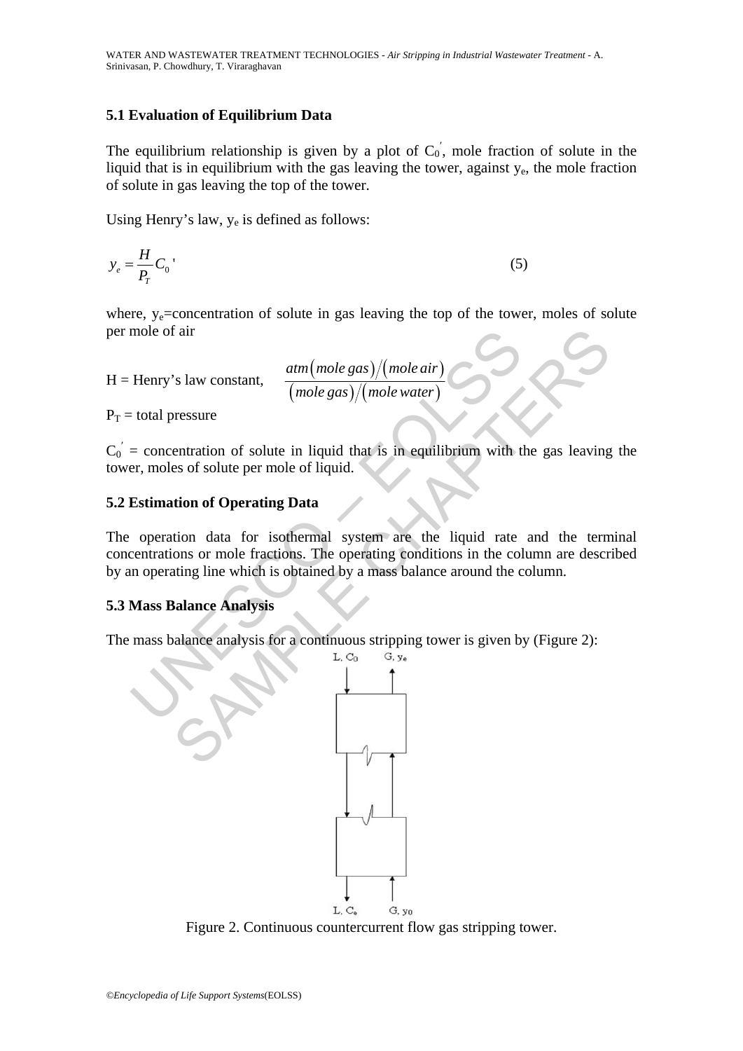### 5.1 Evaluation of Equilibrium Data

The equilibrium relationship is given by a plot of $C_0'$, mole fraction of solute in the liquid that is in equilibrium with the gas leaving the tower, against $y_e$, the mole fraction of solute in gas leaving the top of the tower.

Using Henry's law, $y_e$ is defined as follows:

$$y_e = \frac{H}{P_T} C_0' \tag{5}$$

where, $y_e$=concentration of solute in gas leaving the top of the tower, moles of solute per mole of air

H = Henry's law constant, $\dfrac{atm(mole\,gas)/(mole\,air)}{(mole\,gas)/(mole\,water)}$

$P_T$ = total pressure

$C_0'$ = concentration of solute in liquid that is in equilibrium with the gas leaving the tower, moles of solute per mole of liquid.

### 5.2 Estimation of Operating Data

The operation data for isothermal system are the liquid rate and the terminal concentrations or mole fractions. The operating conditions in the column are described by an operating line which is obtained by a mass balance around the column.

### 5.3 Mass Balance Analysis

The mass balance analysis for a continuous stripping tower is given by (Figure 2):

Figure 2. Continuous countercurrent flow gas stripping tower.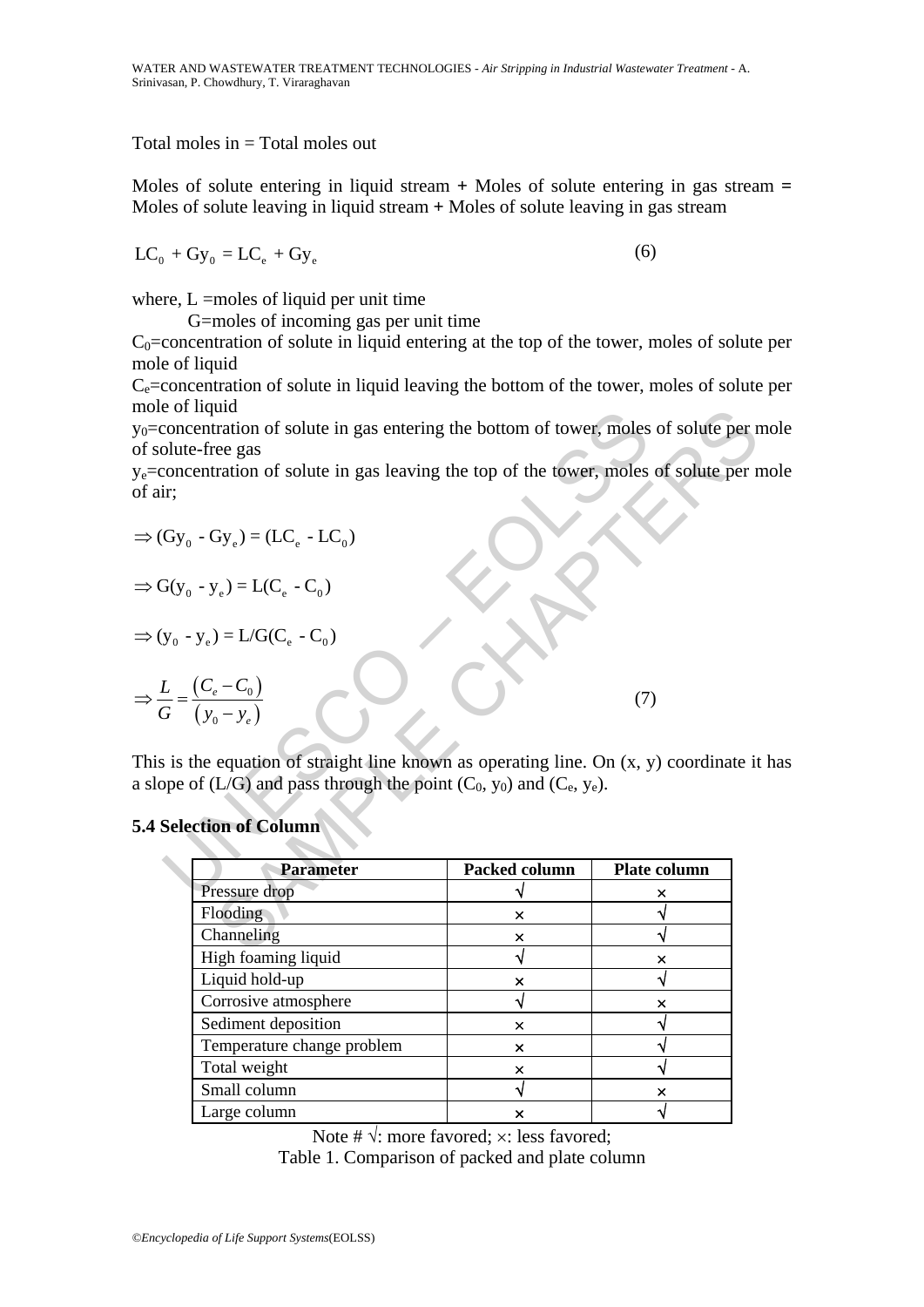Total moles in = Total moles out

Moles of solute entering in liquid stream **+** Moles of solute entering in gas stream **=** Moles of solute leaving in liquid stream **+** Moles of solute leaving in gas stream

$$LC_0 + Gy_0 = LC_e + Gy_e \quad (6)$$

where, L =moles of liquid per unit time

G=moles of incoming gas per unit time

$C_0$=concentration of solute in liquid entering at the top of the tower, moles of solute per mole of liquid

$C_e$=concentration of solute in liquid leaving the bottom of the tower, moles of solute per mole of liquid

$y_0$=concentration of solute in gas entering the bottom of tower, moles of solute per mole of solute-free gas

$y_e$=concentration of solute in gas leaving the top of the tower, moles of solute per mole of air;

$$\Rightarrow (Gy_0 - Gy_e) = (LC_e - LC_0)$$

$$\Rightarrow G(y_0 - y_e) = L(C_e - C_0)$$

$$\Rightarrow (y_0 - y_e) = L/G(C_e - C_0)$$

$$\Rightarrow \frac{L}{G} = \frac{(C_e - C_0)}{(y_0 - y_e)} \quad (7)$$

This is the equation of straight line known as operating line. On (x, y) coordinate it has a slope of (L/G) and pass through the point ($C_0$, $y_0$) and ($C_e$, $y_e$).

### 5.4 Selection of Column

| Parameter | Packed column | Plate column |
|---|---|---|
| Pressure drop | √ | × |
| Flooding | × | √ |
| Channeling | × | √ |
| High foaming liquid | √ | × |
| Liquid hold-up | × | √ |
| Corrosive atmosphere | √ | × |
| Sediment deposition | × | √ |
| Temperature change problem | × | √ |
| Total weight | × | √ |
| Small column | √ | × |
| Large column | × | √ |

Note # √: more favored; ×: less favored;

Table 1. Comparison of packed and plate column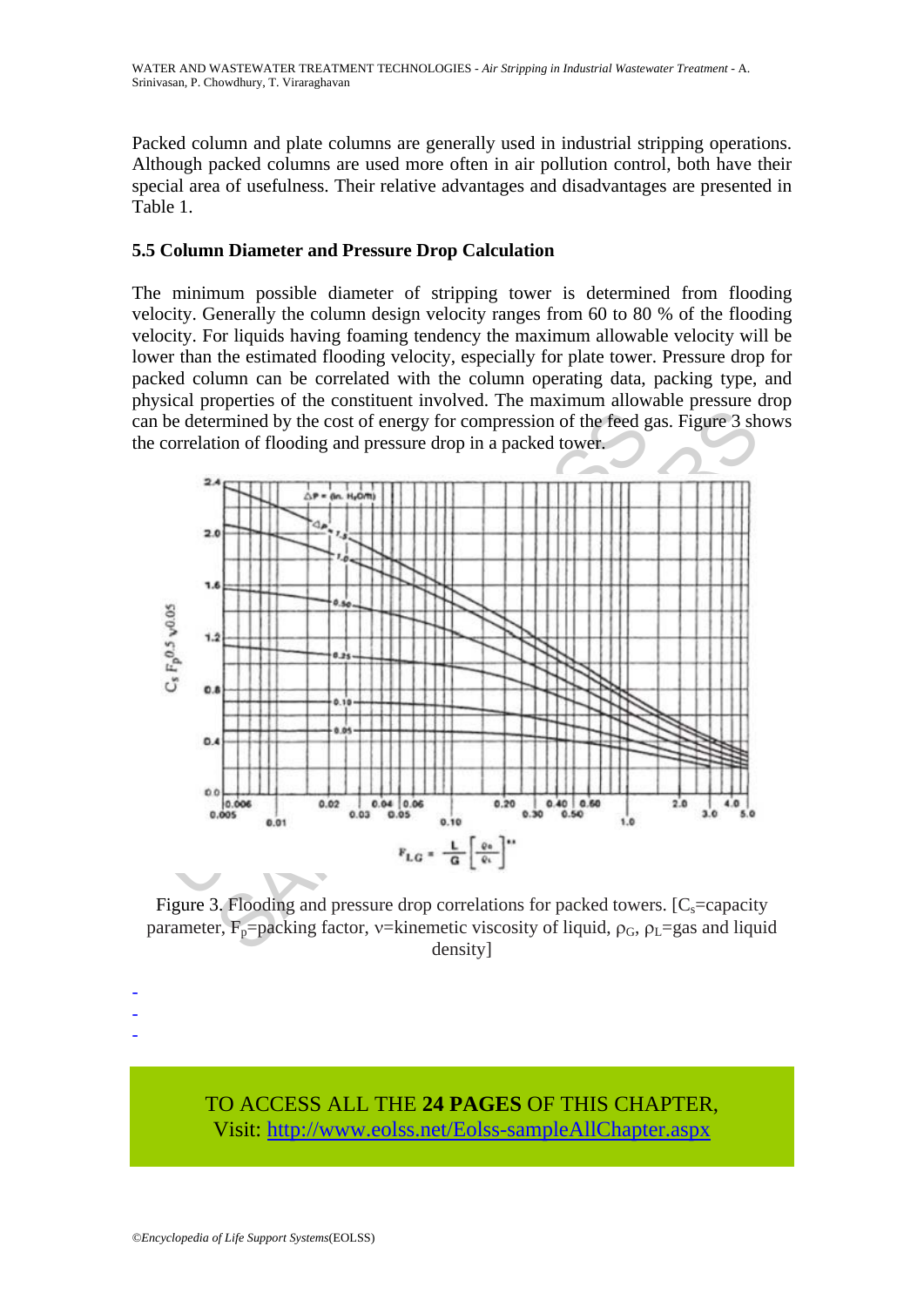Packed column and plate columns are generally used in industrial stripping operations. Although packed columns are used more often in air pollution control, both have their special area of usefulness. Their relative advantages and disadvantages are presented in Table 1.

### 5.5 Column Diameter and Pressure Drop Calculation

The minimum possible diameter of stripping tower is determined from flooding velocity. Generally the column design velocity ranges from 60 to 80 % of the flooding velocity. For liquids having foaming tendency the maximum allowable velocity will be lower than the estimated flooding velocity, especially for plate tower. Pressure drop for packed column can be correlated with the column operating data, packing type, and physical properties of the constituent involved. The maximum allowable pressure drop can be determined by the cost of energy for compression of the feed gas. Figure 3 shows the correlation of flooding and pressure drop in a packed tower.

Figure 3. Flooding and pressure drop correlations for packed towers. [$C_s$=capacity parameter, $F_p$=packing factor, $\nu$=kinemetic viscosity of liquid, $\rho_G$, $\rho_L$=gas and liquid density]

-
-
-

TO ACCESS ALL THE **24 PAGES** OF THIS CHAPTER,
Visit: http://www.eolss.net/Eolss-sampleAllChapter.aspx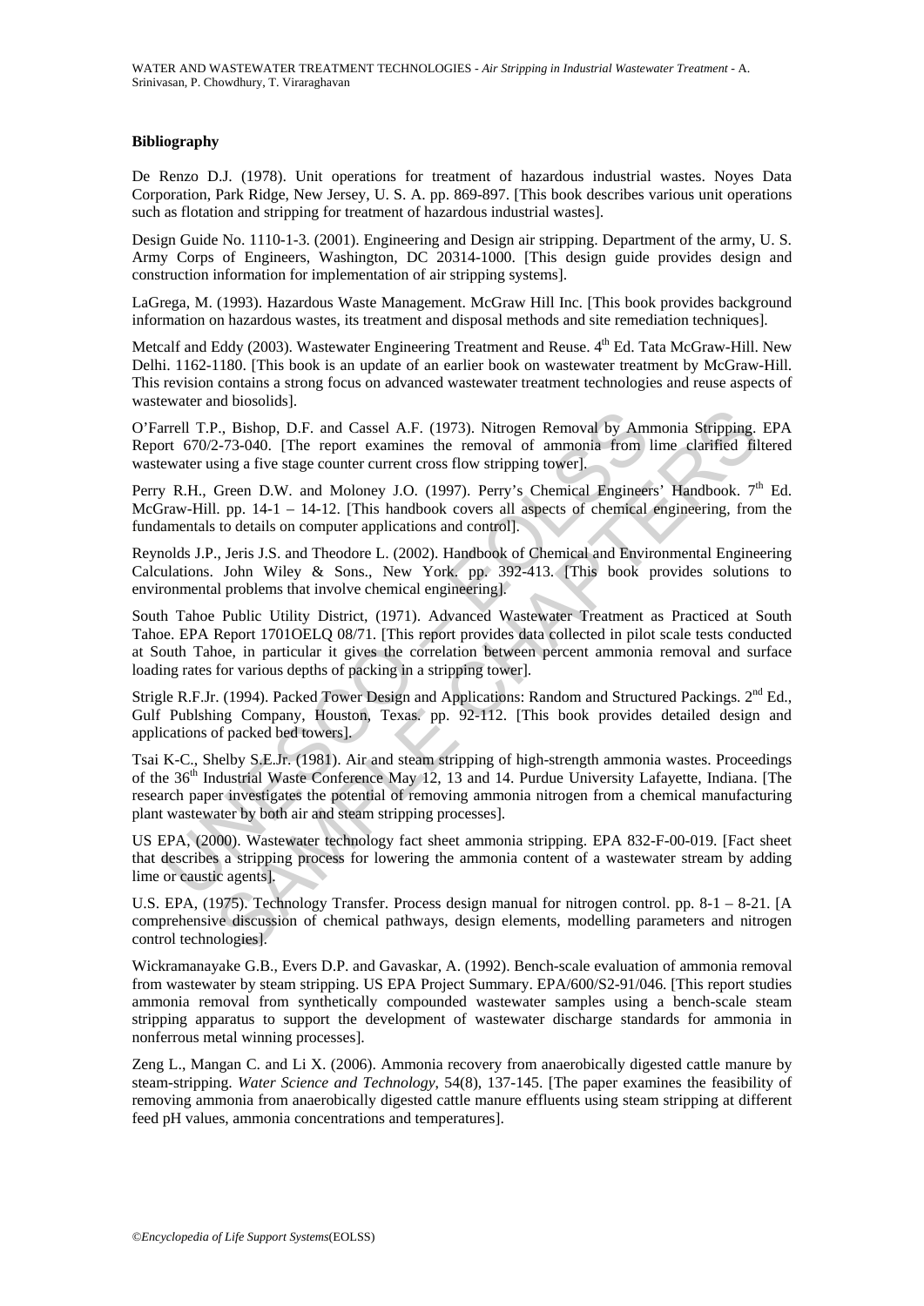### Bibliography

De Renzo D.J. (1978). Unit operations for treatment of hazardous industrial wastes. Noyes Data Corporation, Park Ridge, New Jersey, U. S. A. pp. 869-897. [This book describes various unit operations such as flotation and stripping for treatment of hazardous industrial wastes].

Design Guide No. 1110-1-3. (2001). Engineering and Design air stripping. Department of the army, U. S. Army Corps of Engineers, Washington, DC 20314-1000. [This design guide provides design and construction information for implementation of air stripping systems].

LaGrega, M. (1993). Hazardous Waste Management. McGraw Hill Inc. [This book provides background information on hazardous wastes, its treatment and disposal methods and site remediation techniques].

Metcalf and Eddy (2003). Wastewater Engineering Treatment and Reuse. 4th Ed. Tata McGraw-Hill. New Delhi. 1162-1180. [This book is an update of an earlier book on wastewater treatment by McGraw-Hill. This revision contains a strong focus on advanced wastewater treatment technologies and reuse aspects of wastewater and biosolids].

O'Farrell T.P., Bishop, D.F. and Cassel A.F. (1973). Nitrogen Removal by Ammonia Stripping. EPA Report 670/2-73-040. [The report examines the removal of ammonia from lime clarified filtered wastewater using a five stage counter current cross flow stripping tower].

Perry R.H., Green D.W. and Moloney J.O. (1997). Perry's Chemical Engineers' Handbook. 7th Ed. McGraw-Hill. pp. 14-1 – 14-12. [This handbook covers all aspects of chemical engineering, from the fundamentals to details on computer applications and control].

Reynolds J.P., Jeris J.S. and Theodore L. (2002). Handbook of Chemical and Environmental Engineering Calculations. John Wiley & Sons., New York. pp. 392-413. [This book provides solutions to environmental problems that involve chemical engineering].

South Tahoe Public Utility District, (1971). Advanced Wastewater Treatment as Practiced at South Tahoe. EPA Report 1701OELQ 08/71. [This report provides data collected in pilot scale tests conducted at South Tahoe, in particular it gives the correlation between percent ammonia removal and surface loading rates for various depths of packing in a stripping tower].

Strigle R.F.Jr. (1994). Packed Tower Design and Applications: Random and Structured Packings. 2nd Ed., Gulf Publshing Company, Houston, Texas. pp. 92-112. [This book provides detailed design and applications of packed bed towers].

Tsai K-C., Shelby S.E.Jr. (1981). Air and steam stripping of high-strength ammonia wastes. Proceedings of the 36th Industrial Waste Conference May 12, 13 and 14. Purdue University Lafayette, Indiana. [The research paper investigates the potential of removing ammonia nitrogen from a chemical manufacturing plant wastewater by both air and steam stripping processes].

US EPA, (2000). Wastewater technology fact sheet ammonia stripping. EPA 832-F-00-019. [Fact sheet that describes a stripping process for lowering the ammonia content of a wastewater stream by adding lime or caustic agents].

U.S. EPA, (1975). Technology Transfer. Process design manual for nitrogen control. pp. 8-1 – 8-21. [A comprehensive discussion of chemical pathways, design elements, modelling parameters and nitrogen control technologies].

Wickramanayake G.B., Evers D.P. and Gavaskar, A. (1992). Bench-scale evaluation of ammonia removal from wastewater by steam stripping. US EPA Project Summary. EPA/600/S2-91/046. [This report studies ammonia removal from synthetically compounded wastewater samples using a bench-scale steam stripping apparatus to support the development of wastewater discharge standards for ammonia in nonferrous metal winning processes].

Zeng L., Mangan C. and Li X. (2006). Ammonia recovery from anaerobically digested cattle manure by steam-stripping. *Water Science and Technology*, 54(8), 137-145. [The paper examines the feasibility of removing ammonia from anaerobically digested cattle manure effluents using steam stripping at different feed pH values, ammonia concentrations and temperatures].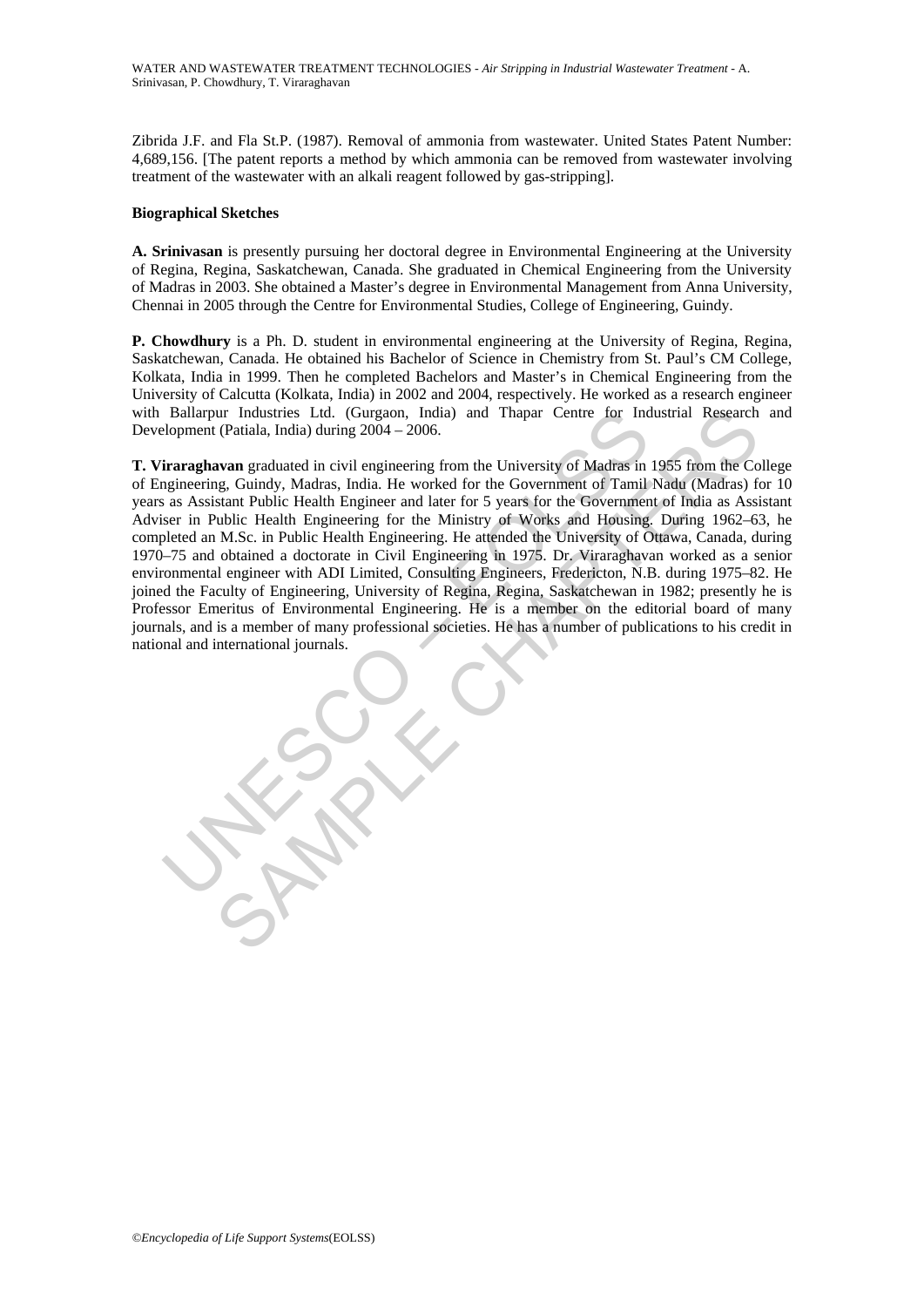Zibrida J.F. and Fla St.P. (1987). Removal of ammonia from wastewater. United States Patent Number: 4,689,156. [The patent reports a method by which ammonia can be removed from wastewater involving treatment of the wastewater with an alkali reagent followed by gas-stripping].

### Biographical Sketches

**A. Srinivasan** is presently pursuing her doctoral degree in Environmental Engineering at the University of Regina, Regina, Saskatchewan, Canada. She graduated in Chemical Engineering from the University of Madras in 2003. She obtained a Master's degree in Environmental Management from Anna University, Chennai in 2005 through the Centre for Environmental Studies, College of Engineering, Guindy.

**P. Chowdhury** is a Ph. D. student in environmental engineering at the University of Regina, Regina, Saskatchewan, Canada. He obtained his Bachelor of Science in Chemistry from St. Paul's CM College, Kolkata, India in 1999. Then he completed Bachelors and Master's in Chemical Engineering from the University of Calcutta (Kolkata, India) in 2002 and 2004, respectively. He worked as a research engineer with Ballarpur Industries Ltd. (Gurgaon, India) and Thapar Centre for Industrial Research and Development (Patiala, India) during 2004 – 2006.

**T. Viraraghavan** graduated in civil engineering from the University of Madras in 1955 from the College of Engineering, Guindy, Madras, India. He worked for the Government of Tamil Nadu (Madras) for 10 years as Assistant Public Health Engineer and later for 5 years for the Government of India as Assistant Adviser in Public Health Engineering for the Ministry of Works and Housing. During 1962–63, he completed an M.Sc. in Public Health Engineering. He attended the University of Ottawa, Canada, during 1970–75 and obtained a doctorate in Civil Engineering in 1975. Dr. Viraraghavan worked as a senior environmental engineer with ADI Limited, Consulting Engineers, Fredericton, N.B. during 1975–82. He joined the Faculty of Engineering, University of Regina, Regina, Saskatchewan in 1982; presently he is Professor Emeritus of Environmental Engineering. He is a member on the editorial board of many journals, and is a member of many professional societies. He has a number of publications to his credit in national and international journals.